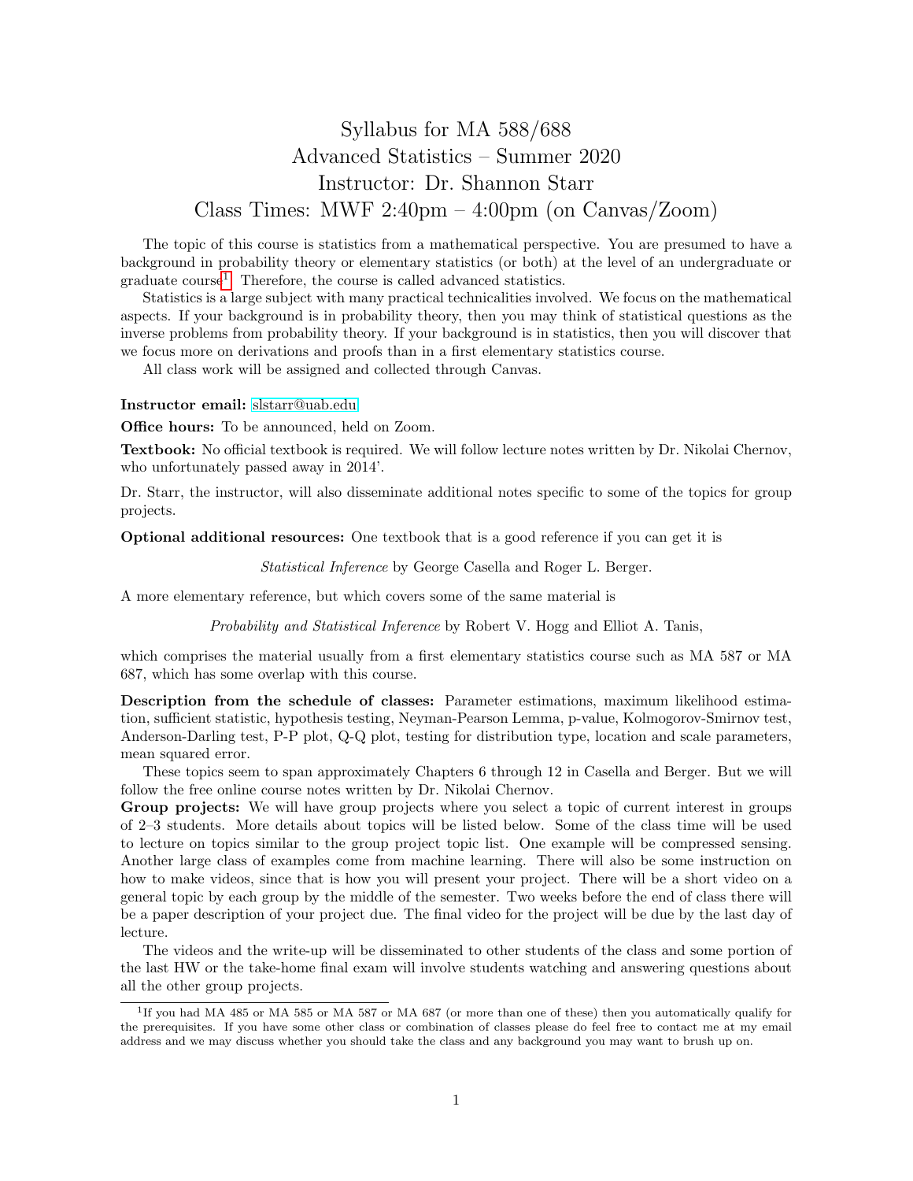# Syllabus for MA 588/688
# Advanced Statistics – Summer 2020
# Instructor: Dr. Shannon Starr
# Class Times: MWF 2:40pm – 4:00pm (on Canvas/Zoom)

The topic of this course is statistics from a mathematical perspective. You are presumed to have a background in probability theory or elementary statistics (or both) at the level of an undergraduate or graduate course[1]. Therefore, the course is called advanced statistics.

Statistics is a large subject with many practical technicalities involved. We focus on the mathematical aspects. If your background is in probability theory, then you may think of statistical questions as the inverse problems from probability theory. If your background is in statistics, then you will discover that we focus more on derivations and proofs than in a first elementary statistics course.

All class work will be assigned and collected through Canvas.

**Instructor email:** slstarr@uab.edu

**Office hours:** To be announced, held on Zoom.

**Textbook:** No official textbook is required. We will follow lecture notes written by Dr. Nikolai Chernov, who unfortunately passed away in 2014'.

Dr. Starr, the instructor, will also disseminate additional notes specific to some of the topics for group projects.

**Optional additional resources:** One textbook that is a good reference if you can get it is

*Statistical Inference* by George Casella and Roger L. Berger.

A more elementary reference, but which covers some of the same material is

*Probability and Statistical Inference* by Robert V. Hogg and Elliot A. Tanis,

which comprises the material usually from a first elementary statistics course such as MA 587 or MA 687, which has some overlap with this course.

**Description from the schedule of classes:** Parameter estimations, maximum likelihood estimation, sufficient statistic, hypothesis testing, Neyman-Pearson Lemma, p-value, Kolmogorov-Smirnov test, Anderson-Darling test, P-P plot, Q-Q plot, testing for distribution type, location and scale parameters, mean squared error.

These topics seem to span approximately Chapters 6 through 12 in Casella and Berger. But we will follow the free online course notes written by Dr. Nikolai Chernov.

**Group projects:** We will have group projects where you select a topic of current interest in groups of 2–3 students. More details about topics will be listed below. Some of the class time will be used to lecture on topics similar to the group project topic list. One example will be compressed sensing. Another large class of examples come from machine learning. There will also be some instruction on how to make videos, since that is how you will present your project. There will be a short video on a general topic by each group by the middle of the semester. Two weeks before the end of class there will be a paper description of your project due. The final video for the project will be due by the last day of lecture.

The videos and the write-up will be disseminated to other students of the class and some portion of the last HW or the take-home final exam will involve students watching and answering questions about all the other group projects.

---

[1] If you had MA 485 or MA 585 or MA 587 or MA 687 (or more than one of these) then you automatically qualify for the prerequisites. If you have some other class or combination of classes please do feel free to contact me at my email address and we may discuss whether you should take the class and any background you may want to brush up on.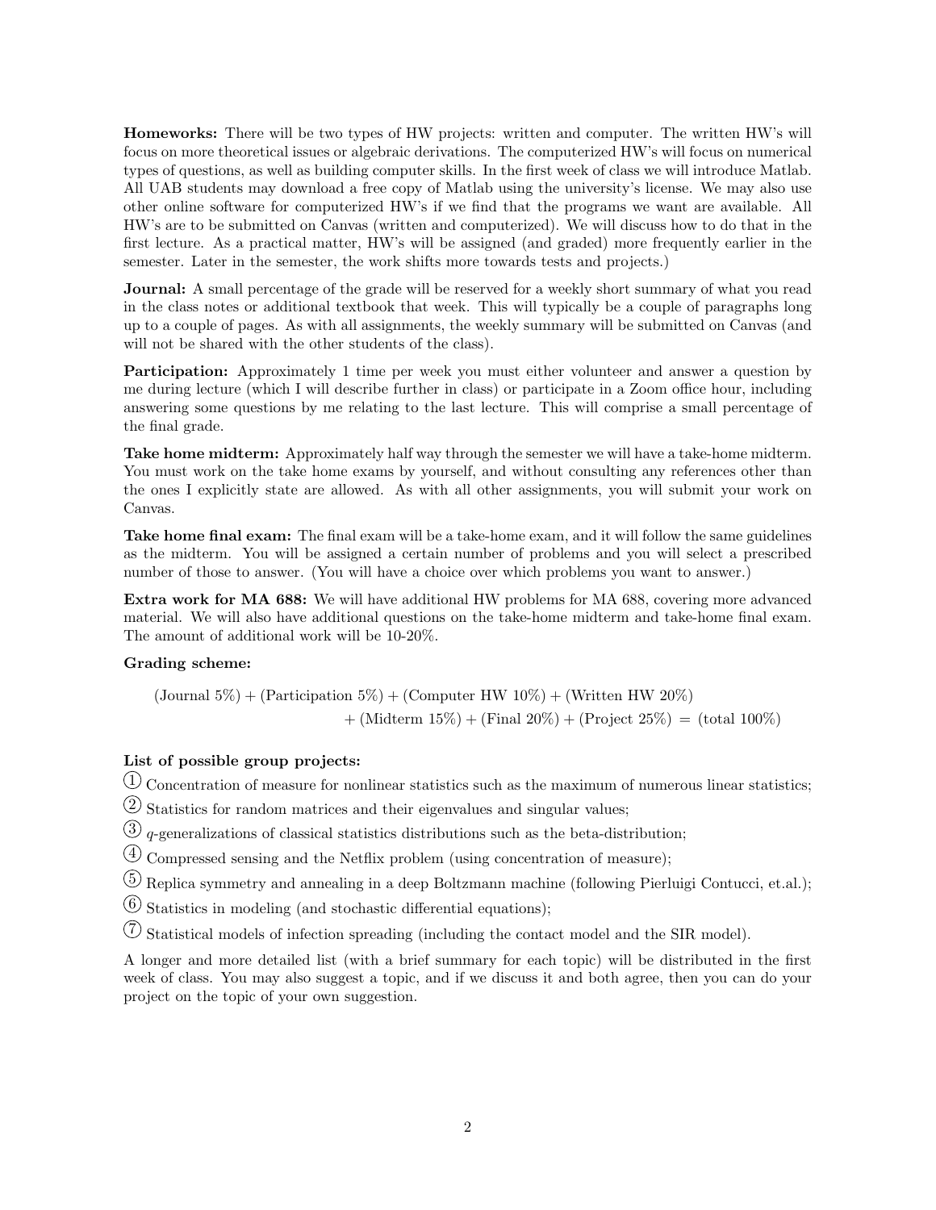**Homeworks:** There will be two types of HW projects: written and computer. The written HW's will focus on more theoretical issues or algebraic derivations. The computerized HW's will focus on numerical types of questions, as well as building computer skills. In the first week of class we will introduce Matlab. All UAB students may download a free copy of Matlab using the university's license. We may also use other online software for computerized HW's if we find that the programs we want are available. All HW's are to be submitted on Canvas (written and computerized). We will discuss how to do that in the first lecture. As a practical matter, HW's will be assigned (and graded) more frequently earlier in the semester. Later in the semester, the work shifts more towards tests and projects.)

**Journal:** A small percentage of the grade will be reserved for a weekly short summary of what you read in the class notes or additional textbook that week. This will typically be a couple of paragraphs long up to a couple of pages. As with all assignments, the weekly summary will be submitted on Canvas (and will not be shared with the other students of the class).

**Participation:** Approximately 1 time per week you must either volunteer and answer a question by me during lecture (which I will describe further in class) or participate in a Zoom office hour, including answering some questions by me relating to the last lecture. This will comprise a small percentage of the final grade.

**Take home midterm:** Approximately half way through the semester we will have a take-home midterm. You must work on the take home exams by yourself, and without consulting any references other than the ones I explicitly state are allowed. As with all other assignments, you will submit your work on Canvas.

**Take home final exam:** The final exam will be a take-home exam, and it will follow the same guidelines as the midterm. You will be assigned a certain number of problems and you will select a prescribed number of those to answer. (You will have a choice over which problems you want to answer.)

**Extra work for MA 688:** We will have additional HW problems for MA 688, covering more advanced material. We will also have additional questions on the take-home midterm and take-home final exam. The amount of additional work will be 10-20%.

**Grading scheme:**

$$\begin{aligned}&(\text{Journal } 5\%) + (\text{Participation } 5\%) + (\text{Computer HW } 10\%) + (\text{Written HW } 20\%)\\ &\qquad + (\text{Midterm } 15\%) + (\text{Final } 20\%) + (\text{Project } 25\%) = (\text{total } 100\%)\end{aligned}$$

**List of possible group projects:**

① Concentration of measure for nonlinear statistics such as the maximum of numerous linear statistics;

② Statistics for random matrices and their eigenvalues and singular values;

③ $q$-generalizations of classical statistics distributions such as the beta-distribution;

④ Compressed sensing and the Netflix problem (using concentration of measure);

⑤ Replica symmetry and annealing in a deep Boltzmann machine (following Pierluigi Contucci, et.al.);

⑥ Statistics in modeling (and stochastic differential equations);

⑦ Statistical models of infection spreading (including the contact model and the SIR model).

A longer and more detailed list (with a brief summary for each topic) will be distributed in the first week of class. You may also suggest a topic, and if we discuss it and both agree, then you can do your project on the topic of your own suggestion.